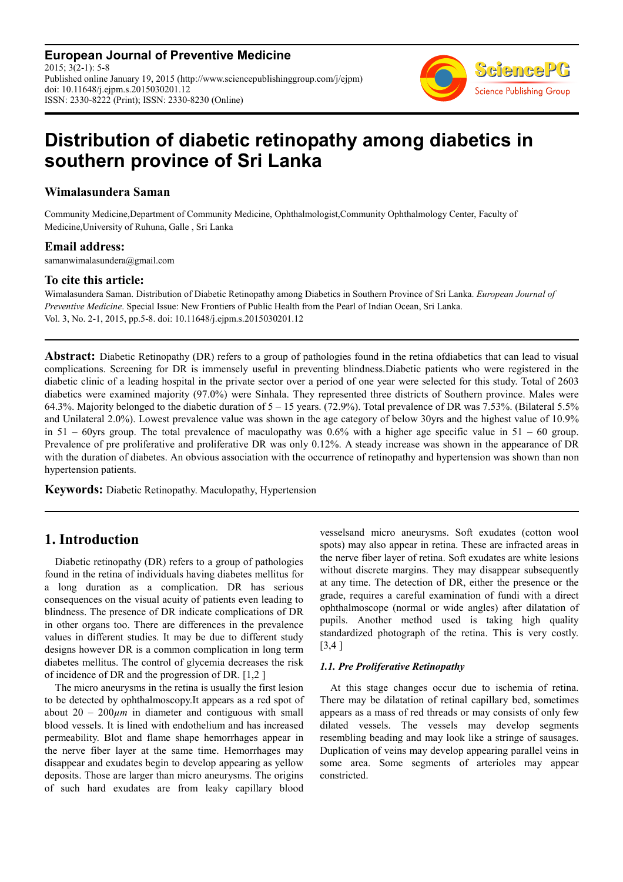# Distribution of diabetic retinopathy among diabetics in southern province of Sri Lanka

**Wimalasundera Saman**

Community Medicine,Department of Community Medicine, Ophthalmologist,Community Ophthalmology Center, Faculty of Medicine,University of Ruhuna, Galle , Sri Lanka

### Email address:

samanwimalasundera@gmail.com

### To cite this article:

Wimalasundera Saman. Distribution of Diabetic Retinopathy among Diabetics in Southern Province of Sri Lanka. *European Journal of Preventive Medicine*. Special Issue: New Frontiers of Public Health from the Pearl of Indian Ocean, Sri Lanka. Vol. 3, No. 2-1, 2015, pp.5-8. doi: 10.11648/j.ejpm.s.2015030201.12

---

**Abstract:** Diabetic Retinopathy (DR) refers to a group of pathologies found in the retina ofdiabetics that can lead to visual complications. Screening for DR is immensely useful in preventing blindness.Diabetic patients who were registered in the diabetic clinic of a leading hospital in the private sector over a period of one year were selected for this study. Total of 2603 diabetics were examined majority (97.0%) were Sinhala. They represented three districts of Southern province. Males were 64.3%. Majority belonged to the diabetic duration of 5 – 15 years. (72.9%). Total prevalence of DR was 7.53%. (Bilateral 5.5% and Unilateral 2.0%). Lowest prevalence value was shown in the age category of below 30yrs and the highest value of 10.9% in 51 – 60yrs group. The total prevalence of maculopathy was 0.6% with a higher age specific value in 51 – 60 group. Prevalence of pre proliferative and proliferative DR was only 0.12%. A steady increase was shown in the appearance of DR with the duration of diabetes. An obvious association with the occurrence of retinopathy and hypertension was shown than non hypertension patients.

**Keywords:** Diabetic Retinopathy. Maculopathy, Hypertension

---

## 1. Introduction

Diabetic retinopathy (DR) refers to a group of pathologies found in the retina of individuals having diabetes mellitus for a long duration as a complication. DR has serious consequences on the visual acuity of patients even leading to blindness. The presence of DR indicate complications of DR in other organs too. There are differences in the prevalence values in different studies. It may be due to different study designs however DR is a common complication in long term diabetes mellitus. The control of glycemia decreases the risk of incidence of DR and the progression of DR. [1,2 ]

The micro aneurysms in the retina is usually the first lesion to be detected by ophthalmoscopy.It appears as a red spot of about 20 – 200$\mu m$ in diameter and contiguous with small blood vessels. It is lined with endothelium and has increased permeability. Blot and flame shape hemorrhages appear in the nerve fiber layer at the same time. Hemorrhages may disappear and exudates begin to develop appearing as yellow deposits. Those are larger than micro aneurysms. The origins of such hard exudates are from leaky capillary blood vesselsand micro aneurysms. Soft exudates (cotton wool spots) may also appear in retina. These are infracted areas in the nerve fiber layer of retina. Soft exudates are white lesions without discrete margins. They may disappear subsequently at any time. The detection of DR, either the presence or the grade, requires a careful examination of fundi with a direct ophthalmoscope (normal or wide angles) after dilatation of pupils. Another method used is taking high quality standardized photograph of the retina. This is very costly. [3,4 ]

### *1.1. Pre Proliferative Retinopathy*

At this stage changes occur due to ischemia of retina. There may be dilatation of retinal capillary bed, sometimes appears as a mass of red threads or may consists of only few dilated vessels. The vessels may develop segments resembling beading and may look like a stringe of sausages. Duplication of veins may develop appearing parallel veins in some area. Some segments of arterioles may appear constricted.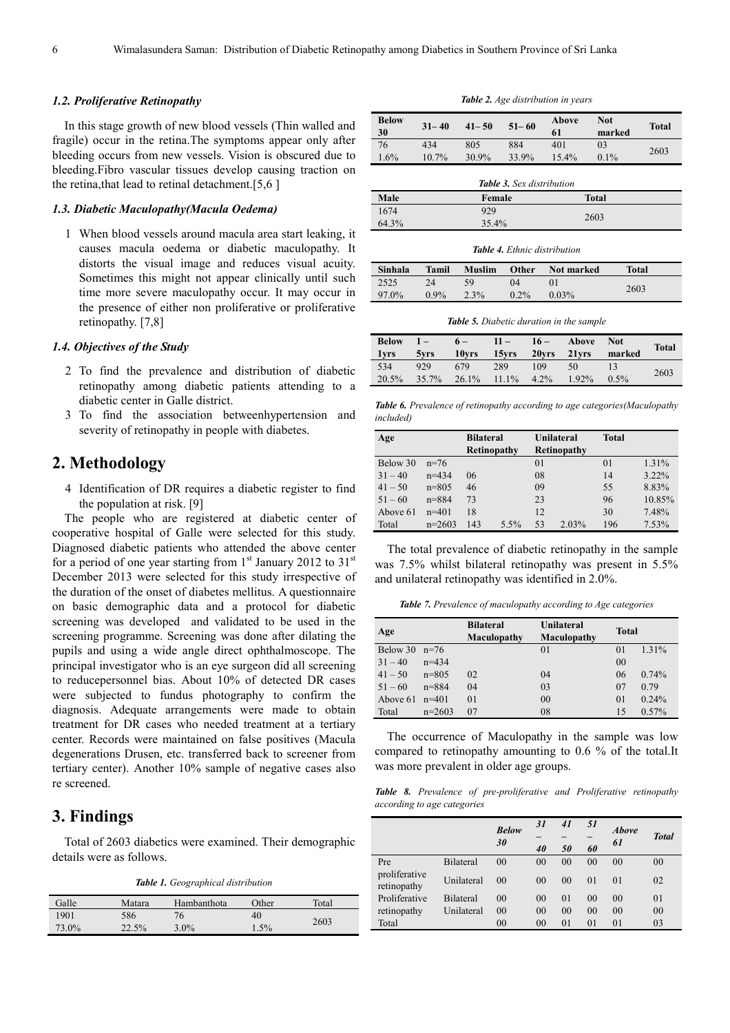### 1.2. Proliferative Retinopathy

In this stage growth of new blood vessels (Thin walled and fragile) occur in the retina.The symptoms appear only after bleeding occurs from new vessels. Vision is obscured due to bleeding.Fibro vascular tissues develop causing traction on the retina,that lead to retinal detachment.[5,6 ]

### 1.3. Diabetic Maculopathy(Macula Oedema)

1 When blood vessels around macula area start leaking, it causes macula oedema or diabetic maculopathy. It distorts the visual image and reduces visual acuity. Sometimes this might not appear clinically until such time more severe maculopathy occur. It may occur in the presence of either non proliferative or proliferative retinopathy. [7,8]

### 1.4. Objectives of the Study

2 To find the prevalence and distribution of diabetic retinopathy among diabetic patients attending to a diabetic center in Galle district.

3 To find the association betweenhypertension and severity of retinopathy in people with diabetes.

## 2. Methodology

4 Identification of DR requires a diabetic register to find the population at risk. [9]

The people who are registered at diabetic center of cooperative hospital of Galle were selected for this study. Diagnosed diabetic patients who attended the above center for a period of one year starting from 1st January 2012 to 31st December 2013 were selected for this study irrespective of the duration of the onset of diabetes mellitus. A questionnaire on basic demographic data and a protocol for diabetic screening was developed and validated to be used in the screening programme. Screening was done after dilating the pupils and using a wide angle direct ophthalmoscope. The principal investigator who is an eye surgeon did all screening to reducepersonnel bias. About 10% of detected DR cases were subjected to fundus photography to confirm the diagnosis. Adequate arrangements were made to obtain treatment for DR cases who needed treatment at a tertiary center. Records were maintained on false positives (Macula degenerations Drusen, etc. transferred back to screener from tertiary center). Another 10% sample of negative cases also re screened.

## 3. Findings

Total of 2603 diabetics were examined. Their demographic details were as follows.

*Table 1. Geographical distribution*

| Galle | Matara | Hambanthota | Other | Total |
|---|---|---|---|---|
| 1901 | 586 | 76 | 40 | 2603 |
| 73.0% | 22.5% | 3.0% | 1.5% | |

*Table 2. Age distribution in years*

| Below 30 | 31– 40 | 41– 50 | 51– 60 | Above 61 | Not marked | Total |
|---|---|---|---|---|---|---|
| 76 | 434 | 805 | 884 | 401 | 03 | 2603 |
| 1.6% | 10.7% | 30.9% | 33.9% | 15.4% | 0.1% | |

*Table 3. Sex distribution*

| Male | Female | Total |
|---|---|---|
| 1674 | 929 | 2603 |
| 64.3% | 35.4% | |

*Table 4. Ethnic distribution*

| Sinhala | Tamil | Muslim | Other | Not marked | Total |
|---|---|---|---|---|---|
| 2525 | 24 | 59 | 04 | 01 | 2603 |
| 97.0% | 0.9% | 2.3% | 0.2% | 0.03% | |

*Table 5. Diabetic duration in the sample*

| Below 1yrs | 1 – 5yrs | 6 – 10yrs | 11 – 15yrs | 16 – 20yrs | Above 21yrs | Not marked | Total |
|---|---|---|---|---|---|---|---|
| 534 | 929 | 679 | 289 | 109 | 50 | 13 | 2603 |
| 20.5% | 35.7% | 26.1% | 11.1% | 4.2% | 1.92% | 0.5% | |

*Table 6. Prevalence of retinopathy according to age categories(Maculopathy included)*

| Age | | Bilateral Retinopathy | | Unilateral Retinopathy | | Total | |
|---|---|---|---|---|---|---|---|
| Below 30 | n=76 | | | 01 | | 01 | 1.31% |
| 31 – 40 | n=434 | 06 | | 08 | | 14 | 3.22% |
| 41 – 50 | n=805 | 46 | | 09 | | 55 | 8.83% |
| 51 – 60 | n=884 | 73 | | 23 | | 96 | 10.85% |
| Above 61 | n=401 | 18 | | 12 | | 30 | 7.48% |
| Total | n=2603 | 143 | 5.5% | 53 | 2.03% | 196 | 7.53% |

The total prevalence of diabetic retinopathy in the sample was 7.5% whilst bilateral retinopathy was present in 5.5% and unilateral retinopathy was identified in 2.0%.

*Table 7. Prevalence of maculopathy according to Age categories*

| Age | | Bilateral Maculopathy | Unilateral Maculopathy | Total | |
|---|---|---|---|---|---|
| Below 30 | n=76 | | 01 | 01 | 1.31% |
| 31 – 40 | n=434 | | | 00 | |
| 41 – 50 | n=805 | 02 | 04 | 06 | 0.74% |
| 51 – 60 | n=884 | 04 | 03 | 07 | 0.79 |
| Above 61 | n=401 | 01 | 00 | 01 | 0.24% |
| Total | n=2603 | 07 | 08 | 15 | 0.57% |

The occurrence of Maculopathy in the sample was low compared to retinopathy amounting to 0.6 % of the total.It was more prevalent in older age groups.

*Table 8. Prevalence of pre-proliferative and Proliferative retinopathy according to age categories*

| | | Below 30 | 31 – 40 | 41 – 50 | 51 – 60 | Above 61 | Total |
|---|---|---|---|---|---|---|---|
| Pre proliferative retinopathy | Bilateral | 00 | 00 | 00 | 00 | 00 | 00 |
| | Unilateral | 00 | 00 | 00 | 01 | 01 | 02 |
| Proliferative retinopathy | Bilateral | 00 | 00 | 01 | 00 | 00 | 01 |
| | Unilateral | 00 | 00 | 00 | 00 | 00 | 00 |
| Total | | 00 | 00 | 01 | 01 | 01 | 03 |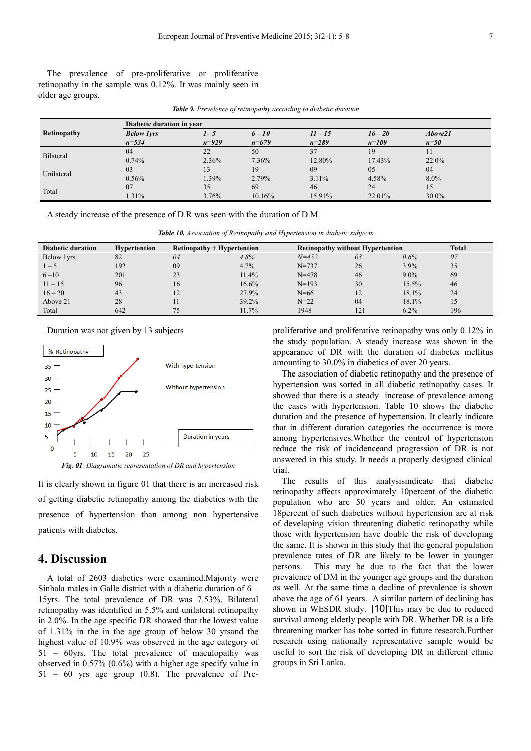The prevalence of pre-proliferative or proliferative retinopathy in the sample was 0.12%. It was mainly seen in older age groups.

***Table 9.*** *Prevelence of retinopathy according to diabetic duration*

| Retinopathy | Diabetic duration in year | | | | | |
|---|---|---|---|---|---|---|
| | ***Below 1yrs n=534*** | ***1– 5 n=929*** | ***6 – 10 n=679*** | ***11 – 15 n=289*** | ***16 – 20 n=109*** | ***Above21 n=50*** |
| Bilateral | 04 0.74% | 22 2.36% | 50 7.36% | 37 12.80% | 19 17.43% | 11 22.0% |
| Unilateral | 03 0.56% | 13 1.39% | 19 2.79% | 09 3.11% | 05 4.58% | 04 8.0% |
| Total | 07 1.31% | 35 3.76% | 69 10.16% | 46 15.91% | 24 22.01% | 15 30.0% |

A steady increase of the presence of D.R was seen with the duration of D.M

***Table 10.*** *Association of Retinopathy and Hypertension in diabetic subjects*

| Diabetic duration | Hypertension | Retinopathy + Hypertension | | Retinopathy without Hypertention | | | Total |
|---|---|---|---|---|---|---|---|
| Below 1yrs. | 82 | *04* | *4.8%* | *N=452* | *03* | *0.6%* | *07* |
| 1 – 5 | 192 | 09 | 4.7% | N=737 | 26 | 3.9% | 35 |
| 6 –10 | 201 | 23 | 11.4% | N=478 | 46 | 9.0% | 69 |
| 11 – 15 | 96 | 16 | 16.6% | N=193 | 30 | 15.5% | 46 |
| 16 – 20 | 43 | 12 | 27.9% | N=66 | 12 | 18.1% | 24 |
| Above 21 | 28 | 11 | 39.2% | N=22 | 04 | 18.1% | 15 |
| Total | 642 | 75 | 11.7% | 1948 | 121 | 6.2% | 196 |

Duration was not given by 13 subjects

***Fig. 01****. Diagramatic representation of DR and hypertension*

It is clearly shown in figure 01 that there is an increased risk of getting diabetic retinopathy among the diabetics with the presence of hypertension than among non hypertensive patients with diabetes.

## 4. Discussion

A total of 2603 diabetics were examined.Majority were Sinhala males in Galle district with a diabetic duration of 6 – 15yrs. The total prevalence of DR was 7.53%. Bilateral retinopathy was identified in 5.5% and unilateral retinopathy in 2.0%. In the age specific DR showed that the lowest value of 1.31% in the in the age group of below 30 yrsand the highest value of 10.9% was observed in the age category of 51 – 60yrs. The total prevalence of maculopathy was observed in 0.57% (0.6%) with a higher age specify value in 51 – 60 yrs age group (0.8). The prevalence of Pre-proliferative and proliferative retinopathy was only 0.12% in the study population. A steady increase was shown in the appearance of DR with the duration of diabetes mellitus amounting to 30.0% in diabetics of over 20 years.

The association of diabetic retinopathy and the presence of hypertension was sorted in all diabetic retinopathy cases. It showed that there is a steady increase of prevalence among the cases with hypertension. Table 10 shows the diabetic duration and the presence of hypertension. It clearly indicate that in different duration categories the occurrence is more among hypertensives.Whether the control of hypertension reduce the risk of incidenceand progression of DR is not answered in this study. It needs a properly designed clinical trial.

The results of this analysisindicate that diabetic retinopathy affects approximately 10percent of the diabetic population who are 50 years and older. An estimated 18percent of such diabetics without hypertension are at risk of developing vision threatening diabetic retinopathy while those with hypertension have double the risk of developing the same. It is shown in this study that the general population prevalence rates of DR are likely to be lower in younger persons. This may be due to the fact that the lower prevalence of DM in the younger age groups and the duration as well. At the same time a decline of prevalence is shown above the age of 61 years. A similar pattern of declining has shown in WESDR study. [10]This may be due to reduced survival among elderly people with DR. Whether DR is a life threatening marker has tobe sorted in future research.Further research using nationally representative sample would be useful to sort the risk of developing DR in different ethnic groups in Sri Lanka.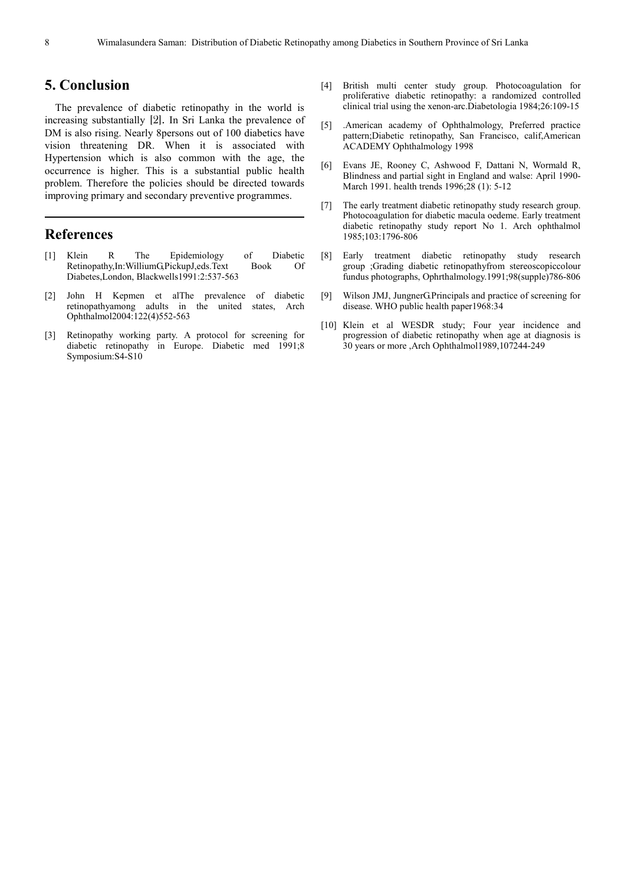## 5. Conclusion

The prevalence of diabetic retinopathy in the world is increasing substantially [2]. In Sri Lanka the prevalence of DM is also rising. Nearly 8persons out of 100 diabetics have vision threatening DR. When it is associated with Hypertension which is also common with the age, the occurrence is higher. This is a substantial public health problem. Therefore the policies should be directed towards improving primary and secondary preventive programmes.

## References

[1] Klein R The Epidemiology of Diabetic Retinopathy,In:WilliumG,PickupJ,eds.Text Book Of Diabetes,London, Blackwells1991:2:537-563

[2] John H Kepmen et alThe prevalence of diabetic retinopathyamong adults in the united states, Arch Ophthalmol2004:122(4)552-563

[3] Retinopathy working party. A protocol for screening for diabetic retinopathy in Europe. Diabetic med 1991;8 Symposium:S4-S10

[4] British multi center study group. Photocoagulation for proliferative diabetic retinopathy: a randomized controlled clinical trial using the xenon-arc.Diabetologia 1984;26:109-15

[5] .American academy of Ophthalmology, Preferred practice pattern;Diabetic retinopathy, San Francisco, calif,American ACADEMY Ophthalmology 1998

[6] Evans JE, Rooney C, Ashwood F, Dattani N, Wormald R, Blindness and partial sight in England and walse: April 1990-March 1991. health trends 1996;28 (1): 5-12

[7] The early treatment diabetic retinopathy study research group. Photocoagulation for diabetic macula oedeme. Early treatment diabetic retinopathy study report No 1. Arch ophthalmol 1985;103:1796-806

[8] Early treatment diabetic retinopathy study research group ;Grading diabetic retinopathyfrom stereoscopiccolour fundus photographs, Ophrthalmology.1991;98(supple)786-806

[9] Wilson JMJ, JungnerG.Principals and practice of screening for disease. WHO public health paper1968:34

[10] Klein et al WESDR study; Four year incidence and progression of diabetic retinopathy when age at diagnosis is 30 years or more ,Arch Ophthalmol1989,107244-249